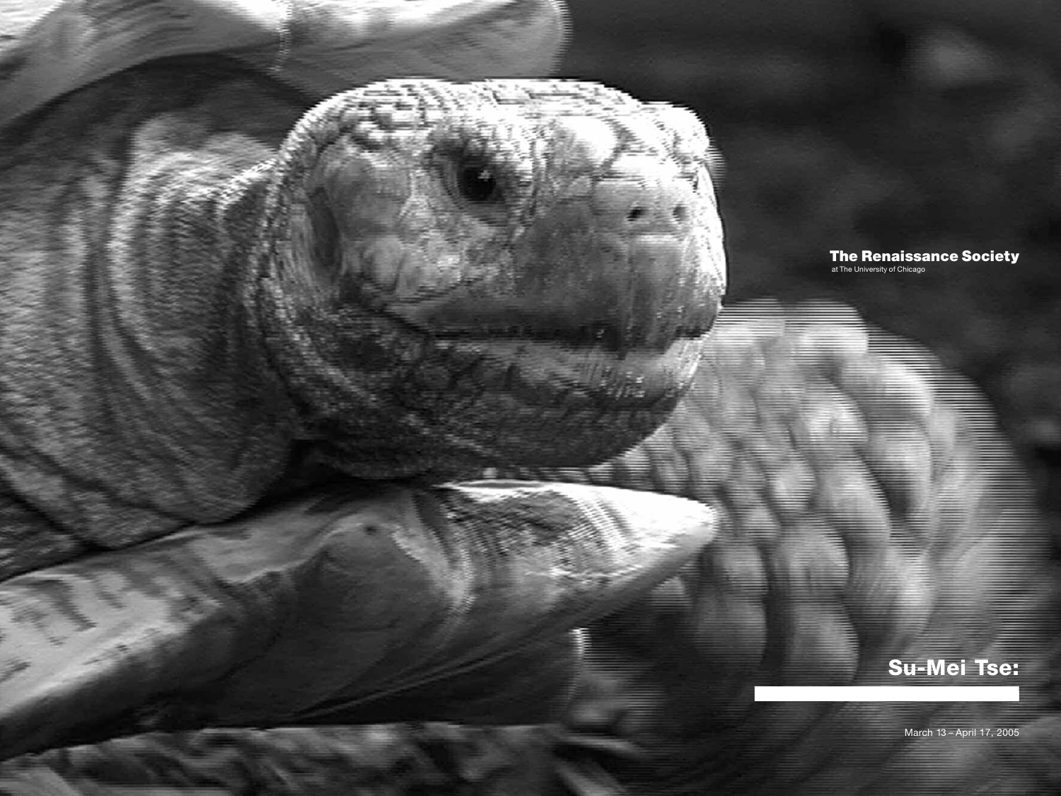**The Renaissance Society**
at The University of Chicago

# Su-Mei Tse:

March 13 – April 17, 2005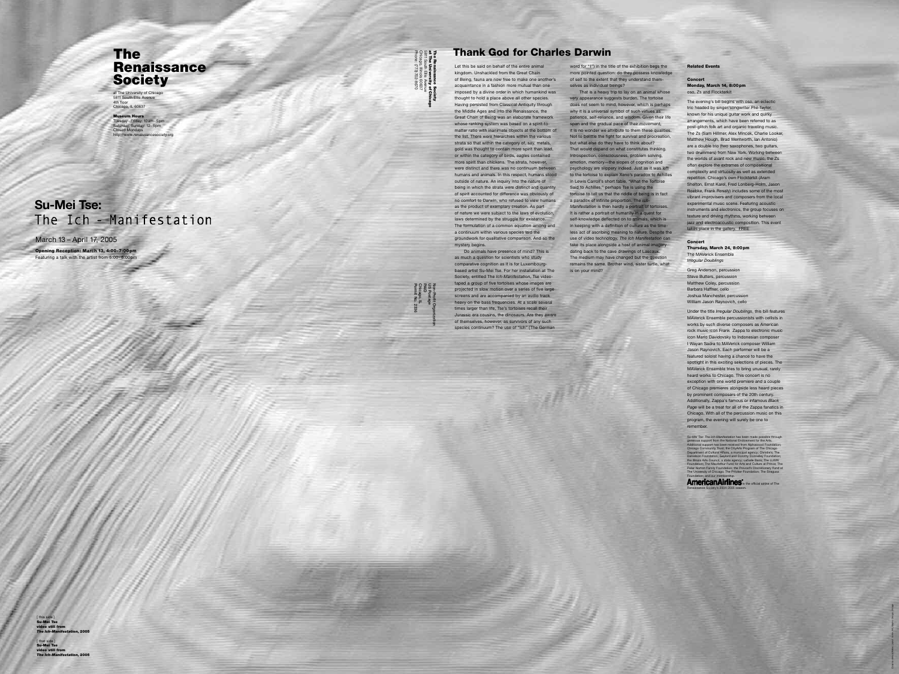# The Renaissance Society

at The University of Chicago
5811 South Ellis Avenue
4th floor
Chicago, IL 60637

**Museum Hours**
Tuesday - Friday: 10am - 5pm
Saturday, Sunday: 12 - 5pm
Closed Mondays
http://www.renaissancesociety.org

## Su-Mei Tse:
The Ich - Manifestation

March 13 – April 17, 2005

**Opening Reception: March 13, 4:00–7:00pm**
Featuring a talk with the artist from 5:00–6:00pm

**The Renaissance Society at The University of Chicago**
5811 South Ellis Avenue
Chicago, Illinois 60637
Phone: (773) 702-8670

Non-Profit Organization
US Postage
PAID
Chicago, IL
Permit No. 2336

## Thank God for Charles Darwin

Let this be said on behalf of the entire animal kingdom. Unshackled from the Great Chain of Being, fauna are now free to make one another's acquaintance in a fashion more mutual than one imposed by a divine order in which humankind was thought to hold a place above all other species. Having persisted from Classical Antiquity through the Middle Ages and into the Renaissance, the Great Chain of Being was an elaborate framework whose ranking system was based on a spirit-to-matter ratio with inanimate objects at the bottom of the list. There were hierarchies within the various strata so that within the category of, say, metals, gold was thought to contain more spirit than lead, or within the category of birds, eagles contained more spirit than chickens. The strata, however, were distinct and there was no continuum between humans and animals. In this respect, humans stood outside of nature. An inquiry into the nature of being in which the strata were distinct and quantity of spirit accounted for difference was obviously of no comfort to Darwin, who refused to view humans as the product of exemplary creation. As part of nature we were subject to the laws of evolution, laws determined by the struggle for existence. The formulation of a common equation among and a continuum within various species laid the groundwork for qualitative comparison. And so the mystery begins.

Do animals have presence of mind? This is as much a question for scientists who study comparative cognition as it is for Luxembourg-based artist Su-Mei Tse. For her installation at The Society, entitled The *Ich-Manifestation*, Tse videotaped a group of five tortoises whose images are projected in slow motion over a series of five large screens and are accompanied by an audio track heavy on the bass frequencies. At a scale several times larger than life, Tse's tortoises recall their Jurassic era cousins, the dinosaurs. Are they aware of themselves, however, as survivors of any such species continuum? The use of "Ich" (The German word for "I") in the title of the exhibition begs the more pointed question: do they possess knowledge of self to the extent that they understand themselves as individual beings?

That is a heavy trip to lay on an animal whose very appearance suggests burden. The tortoise does not seem to mind, however, which is perhaps why it is a universal symbol of such virtues as patience, self-reliance, and wisdom. Given their life span and the gradual pace of their movement, it is no wonder we attribute to them these qualities. Not to belittle the fight for survival and procreation, but what else do they have to think about? That would depend on what constitutes thinking. Introspection, consciousness, problem solving, emotion, memory—the slopes of cognition and psychology are slippery indeed. Just as it was left to the tortoise to explain Xeno's paradox to Achilles in Lewis Carroll's short fable, "What the Tortoise Said to Achilles," perhaps Tse is using the tortoise to tell us that the riddle of being is in fact a paradox of infinite proportion. The *Ich-Manifestation* is then hardly a portrait of tortoises. It is rather a portrait of humanity in a quest for self-knowledge deflected on to animals, which is in keeping with a definition of culture as the timeless act of ascribing meaning to nature. Despite the use of video technology, *The Ich Manifestation* can take its place alongside a host of animal imagery dating back to the cave drawings of Lascaux. The medium may have changed but the question remains the same. Brother wind, sister turtle, what is on your mind?

**Related Events**

**Concert**
**Monday, March 14, 8:00pm**
oso, Zs and Flockterkit

The evening's bill begins with oso, an eclectic trio headed by singer/songwriter Phil Taylor, known for his unique guitar work and quirky arrangements, which have been referred to as post-glitch folk art and organic traveling music. The Zs (Sam Hillmer, Alex Mincek, Charlie Looker, Matthew Hough, Brad Wentworth, Ian Antonio) are a double trio (two saxophones, two guitars, two drummers) from New York. Working between the worlds of avant rock and new music, the Zs often explore the extremes of compositional complexity and virtuosity as well as extended repetition. Chicago's own Flockterkit (Aram Shelton, Ernst Karel, Fred Lonberg-Holm, Jason Roebke, Frank Rosaly) includes some of the most vibrant improvisers and composers from the local experimental music scene. Featuring acoustic instruments and electronics, the group focuses on texture and driving rhythms, working between jazz and electroacoustic composition. This event takes place in the gallery. FREE

**Concert**
**Thursday, March 24, 8:00pm**
The MAVerick Ensemble
*Irregular Doublings*

Greg Anderson, percussion
Steve Butters, percussion
Matthew Coley, percussion
Barbara Haffner, cello
Joshua Manchester, percussion
William Jason Raynovich, cello

Under the title *Irregular Doublings*, this bill features MAVerick Ensemble percussionists with cellists in works by such diverse composers as American rock music icon Frank Zappa to electronic music icon Mario Davidovsky to Indonesian composer I Wayan Sadra to MAVerick composer William Jason Raynovich. Each performer will be a featured soloist having a chance to have the spotlight in this exciting selections of pieces. The MAVerick Ensemble tries to bring unusual, rarely heard works to Chicago. This concert is no exception with one world premiere and a couple of Chicago premieres alongside less heard pieces by prominent composers of the 20th century. Additionally, Zappa's famous or infamous *Black Page* will be a treat for all of the Zappa fanatics in Chicago. With all of the percussion music on this program, the evening will surely be one to remember.

Su-Mei Tse: *The Ich-Manifestation* has been made possible through generous support from the National Endowment for the Arts. Additional support has been received from Alphawood Foundation; Chicago Community Trust; the CityArts Program of the Chicago Department of Cultural Affairs, a municipal agency; Christie's; The Danielson Foundation; Gaylord and Dorothy Donnelley Foundation; the Illinois Arts Council, a state agency; LaSalle Bank; The LUMW Foundation; The MacArthur Fund for Arts and Culture at Prince; The Peter Norton Family Foundation; the Provost's Discretionary Fund at The University of Chicago; The Pritzker Foundation; The Siragusa Foundation; and our membership.

**American Airlines** is the official airline of The Renaissance Society's 2004-2005 season.

[ this side ]
**Su-Mei Tse**
**video still from**
***The Ich-Manifestation*, 2005**

[ that side ]
**Su-Mei Tse**
**video still from**
***The Ich-Manifestation*, 2005**